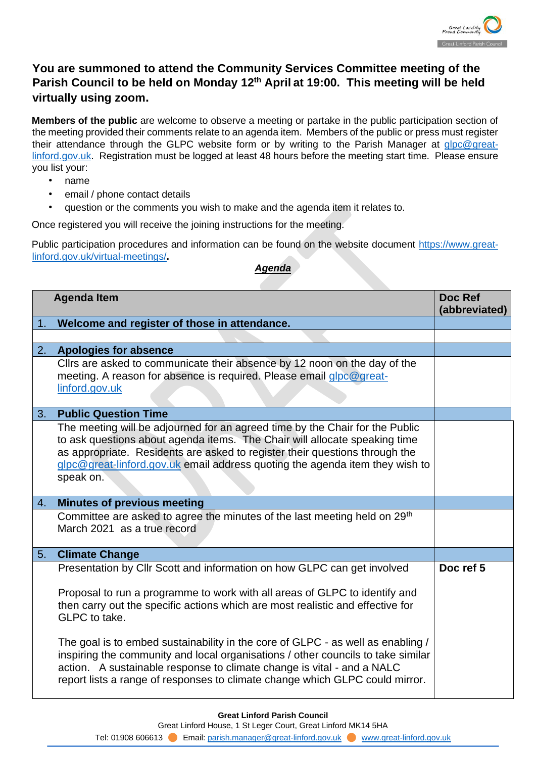**You are summoned to attend the Community Services Committee meeting of the Parish Council to be held on Monday 12th April at 19:00. This meeting will be held virtually using zoom.**

**Members of the public** are welcome to observe a meeting or partake in the public participation section of the meeting provided their comments relate to an agenda item. Members of the public or press must register their attendance through the GLPC website form or by writing to the Parish Manager at glpc@great-linford.gov.uk. Registration must be logged at least 48 hours before the meeting start time. Please ensure you list your:

- name
- email / phone contact details
- question or the comments you wish to make and the agenda item it relates to.

Once registered you will receive the joining instructions for the meeting.

Public participation procedures and information can be found on the website document https://www.great-linford.gov.uk/virtual-meetings/.

***Agenda***

| Agenda Item | Doc Ref (abbreviated) |
|---|---|
| 1. **Welcome and register of those in attendance.** | |
| | |
| 2. **Apologies for absence** | |
| Cllrs are asked to communicate their absence by 12 noon on the day of the meeting. A reason for absence is required. Please email glpc@great-linford.gov.uk | |
| 3. **Public Question Time** | |
| The meeting will be adjourned for an agreed time by the Chair for the Public to ask questions about agenda items. The Chair will allocate speaking time as appropriate. Residents are asked to register their questions through the glpc@great-linford.gov.uk email address quoting the agenda item they wish to speak on. | |
| 4. **Minutes of previous meeting** | |
| Committee are asked to agree the minutes of the last meeting held on 29th March 2021 as a true record | |
| 5. **Climate Change** | |
| Presentation by Cllr Scott and information on how GLPC can get involved<br><br>Proposal to run a programme to work with all areas of GLPC to identify and then carry out the specific actions which are most realistic and effective for GLPC to take.<br><br>The goal is to embed sustainability in the core of GLPC - as well as enabling / inspiring the community and local organisations / other councils to take similar action. A sustainable response to climate change is vital - and a NALC report lists a range of responses to climate change which GLPC could mirror. | **Doc ref 5** |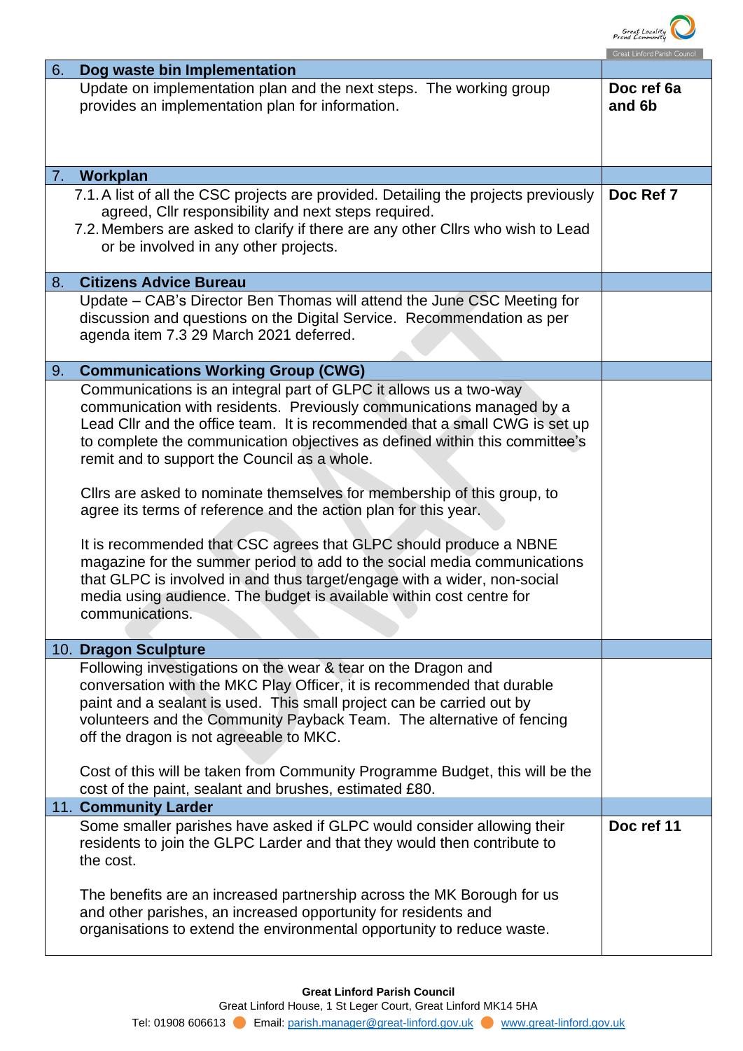| 6. Dog waste bin Implementation | |
|---|---|
| Update on implementation plan and the next steps. The working group provides an implementation plan for information. | **Doc ref 6a and 6b** |
| **7. Workplan** | |
| 7.1. A list of all the CSC projects are provided. Detailing the projects previously agreed, Cllr responsibility and next steps required.<br>7.2. Members are asked to clarify if there are any other Cllrs who wish to Lead or be involved in any other projects. | **Doc Ref 7** |
| **8. Citizens Advice Bureau** | |
| Update – CAB's Director Ben Thomas will attend the June CSC Meeting for discussion and questions on the Digital Service. Recommendation as per agenda item 7.3 29 March 2021 deferred. | |
| **9. Communications Working Group (CWG)** | |
| Communications is an integral part of GLPC it allows us a two-way communication with residents. Previously communications managed by a Lead Cllr and the office team. It is recommended that a small CWG is set up to complete the communication objectives as defined within this committee's remit and to support the Council as a whole.<br><br>Cllrs are asked to nominate themselves for membership of this group, to agree its terms of reference and the action plan for this year.<br><br>It is recommended that CSC agrees that GLPC should produce a NBNE magazine for the summer period to add to the social media communications that GLPC is involved in and thus target/engage with a wider, non-social media using audience. The budget is available within cost centre for communications. | |
| **10. Dragon Sculpture** | |
| Following investigations on the wear & tear on the Dragon and conversation with the MKC Play Officer, it is recommended that durable paint and a sealant is used. This small project can be carried out by volunteers and the Community Payback Team. The alternative of fencing off the dragon is not agreeable to MKC.<br><br>Cost of this will be taken from Community Programme Budget, this will be the cost of the paint, sealant and brushes, estimated £80. | |
| **11. Community Larder** | |
| Some smaller parishes have asked if GLPC would consider allowing their residents to join the GLPC Larder and that they would then contribute to the cost.<br><br>The benefits are an increased partnership across the MK Borough for us and other parishes, an increased opportunity for residents and organisations to extend the environmental opportunity to reduce waste. | **Doc ref 11** |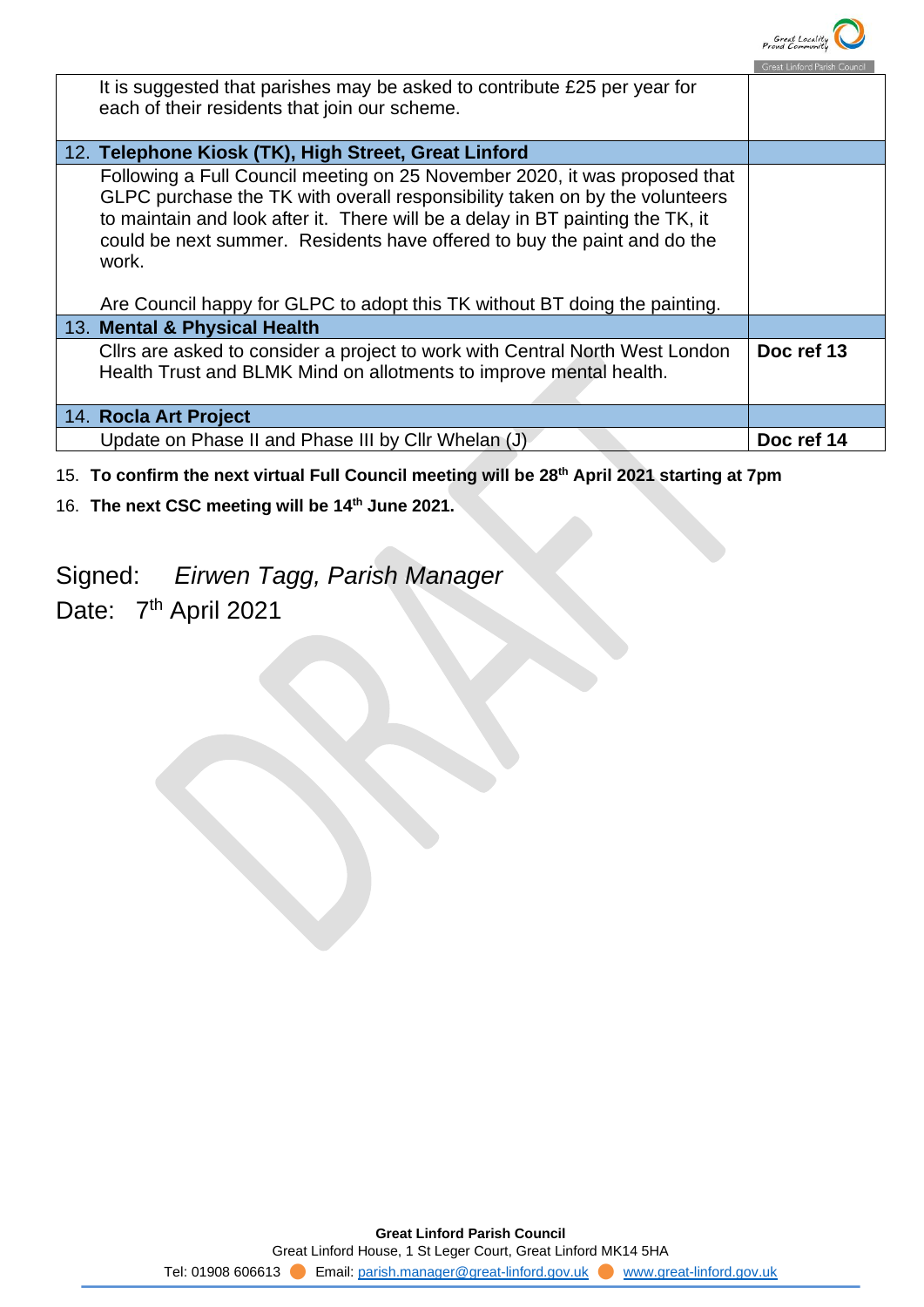| | |
|---|---|
| It is suggested that parishes may be asked to contribute £25 per year for each of their residents that join our scheme. | |
| **12. Telephone Kiosk (TK), High Street, Great Linford** | |
| Following a Full Council meeting on 25 November 2020, it was proposed that GLPC purchase the TK with overall responsibility taken on by the volunteers to maintain and look after it. There will be a delay in BT painting the TK, it could be next summer. Residents have offered to buy the paint and do the work.<br><br>Are Council happy for GLPC to adopt this TK without BT doing the painting. | |
| **13. Mental & Physical Health** | |
| Cllrs are asked to consider a project to work with Central North West London Health Trust and BLMK Mind on allotments to improve mental health. | **Doc ref 13** |
| **14. Rocla Art Project** | |
| Update on Phase II and Phase III by Cllr Whelan (J) | **Doc ref 14** |

15. **To confirm the next virtual Full Council meeting will be 28th April 2021 starting at 7pm**
16. **The next CSC meeting will be 14th June 2021.**

Signed: *Eirwen Tagg, Parish Manager*

Date: 7th April 2021